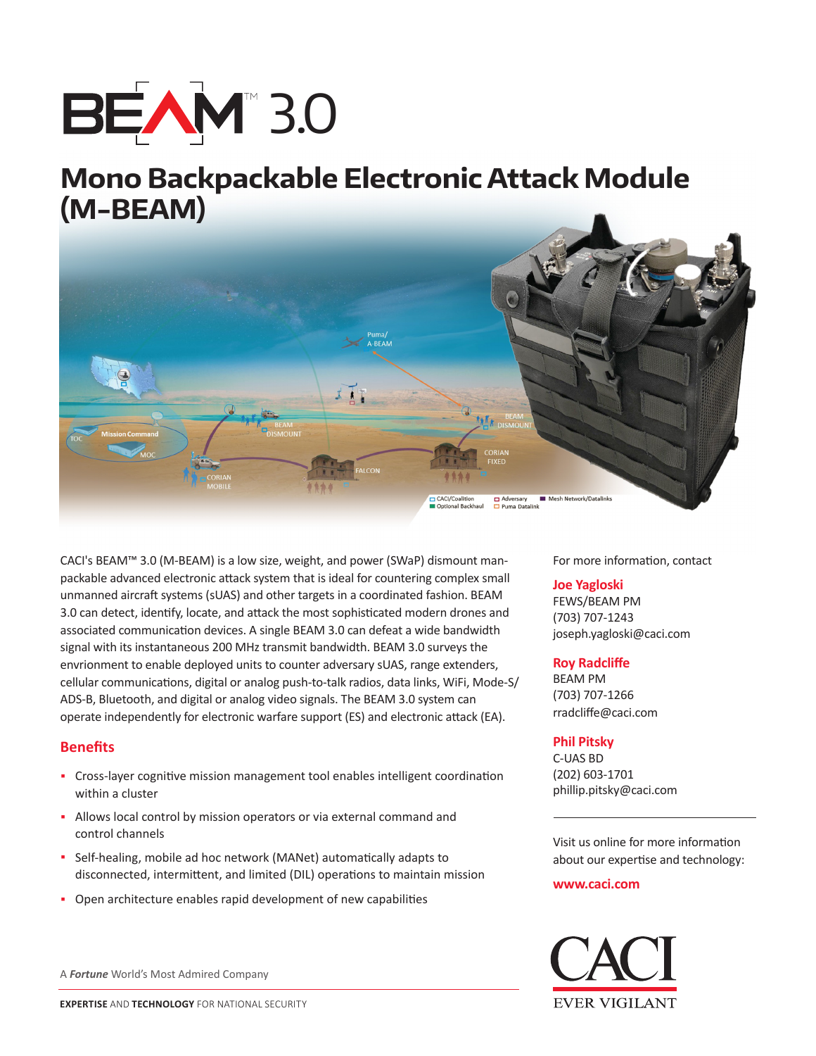# BEAM™ 3.0

## Mono Backpackable Electronic Attack Module (M-BEAM)

CACI's BEAM™ 3.0 (M-BEAM) is a low size, weight, and power (SWaP) dismount man-packable advanced electronic attack system that is ideal for countering complex small unmanned aircraft systems (sUAS) and other targets in a coordinated fashion. BEAM 3.0 can detect, identify, locate, and attack the most sophisticated modern drones and associated communication devices. A single BEAM 3.0 can defeat a wide bandwidth signal with its instantaneous 200 MHz transmit bandwidth. BEAM 3.0 surveys the envrionment to enable deployed units to counter adversary sUAS, range extenders, cellular communications, digital or analog push-to-talk radios, data links, WiFi, Mode-S/ADS-B, Bluetooth, and digital or analog video signals. The BEAM 3.0 system can operate independently for electronic warfare support (ES) and electronic attack (EA).

### Benefits

- Cross-layer cognitive mission management tool enables intelligent coordination within a cluster
- Allows local control by mission operators or via external command and control channels
- Self-healing, mobile ad hoc network (MANet) automatically adapts to disconnected, intermittent, and limited (DIL) operations to maintain mission
- Open architecture enables rapid development of new capabilities

For more information, contact

**Joe Yagloski**
FEWS/BEAM PM
(703) 707-1243
joseph.yagloski@caci.com

**Roy Radcliffe**
BEAM PM
(703) 707-1266
rradcliffe@caci.com

**Phil Pitsky**
C-UAS BD
(202) 603-1701
phillip.pitsky@caci.com

Visit us online for more information about our expertise and technology:

**www.caci.com**

A ***Fortune*** World's Most Admired Company

**EXPERTISE** AND **TECHNOLOGY** FOR NATIONAL SECURITY

CACI
EVER VIGILANT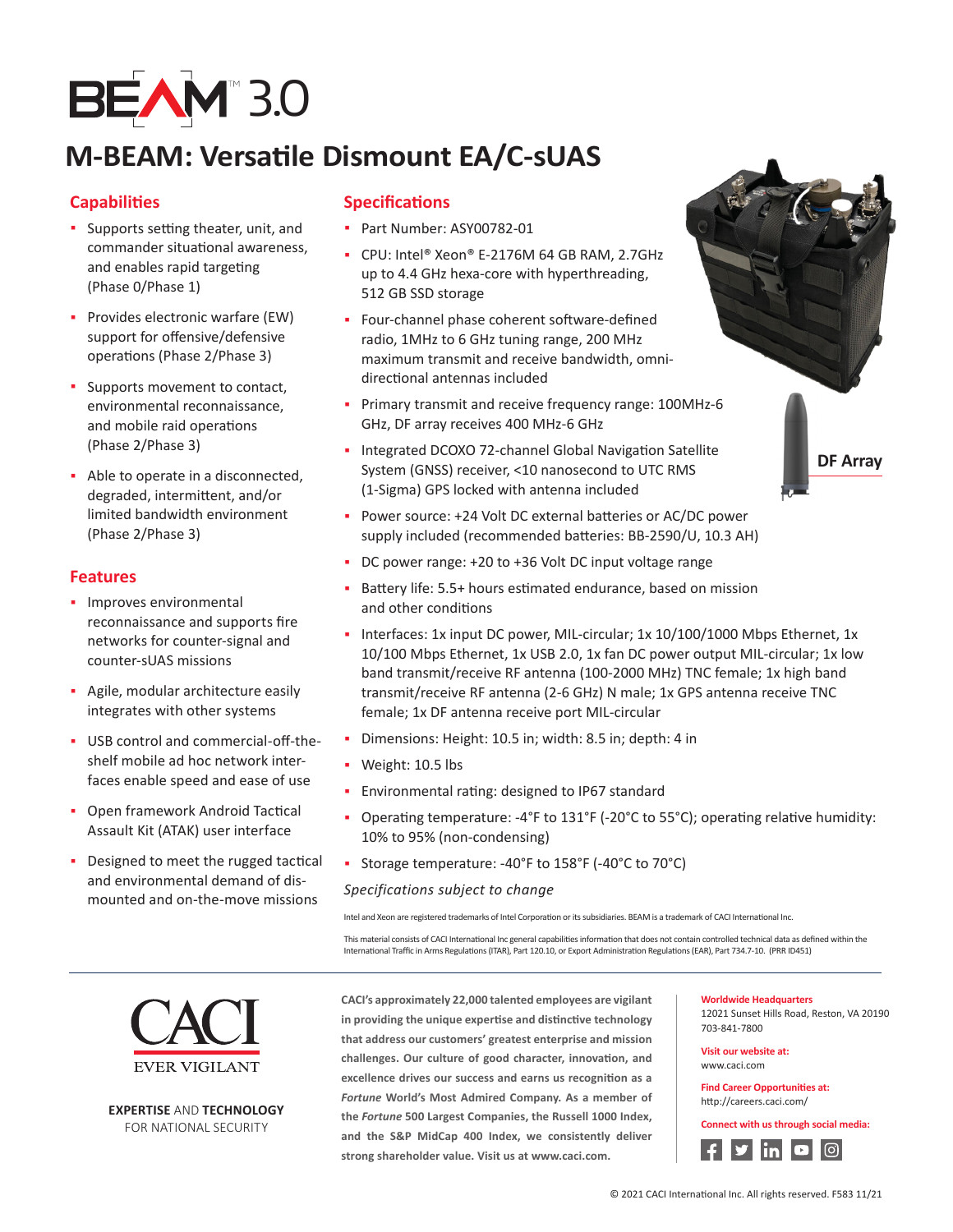# BEAM™ 3.0

# M-BEAM: Versatile Dismount EA/C-sUAS

## Capabilities

- Supports setting theater, unit, and commander situational awareness, and enables rapid targeting (Phase 0/Phase 1)
- Provides electronic warfare (EW) support for offensive/defensive operations (Phase 2/Phase 3)
- Supports movement to contact, environmental reconnaissance, and mobile raid operations (Phase 2/Phase 3)
- Able to operate in a disconnected, degraded, intermittent, and/or limited bandwidth environment (Phase 2/Phase 3)

## Features

- Improves environmental reconnaissance and supports fire networks for counter-signal and counter-sUAS missions
- Agile, modular architecture easily integrates with other systems
- USB control and commercial-off-the-shelf mobile ad hoc network interfaces enable speed and ease of use
- Open framework Android Tactical Assault Kit (ATAK) user interface
- Designed to meet the rugged tactical and environmental demand of dismounted and on-the-move missions

## Specifications

- Part Number: ASY00782-01
- CPU: Intel® Xeon® E-2176M 64 GB RAM, 2.7GHz up to 4.4 GHz hexa-core with hyperthreading, 512 GB SSD storage
- Four-channel phase coherent software-defined radio, 1MHz to 6 GHz tuning range, 200 MHz maximum transmit and receive bandwidth, omni-directional antennas included
- Primary transmit and receive frequency range: 100MHz-6 GHz, DF array receives 400 MHz-6 GHz
- Integrated DCOXO 72-channel Global Navigation Satellite System (GNSS) receiver, <10 nanosecond to UTC RMS (1-Sigma) GPS locked with antenna included
- Power source: +24 Volt DC external batteries or AC/DC power supply included (recommended batteries: BB-2590/U, 10.3 AH)
- DC power range: +20 to +36 Volt DC input voltage range
- Battery life: 5.5+ hours estimated endurance, based on mission and other conditions
- Interfaces: 1x input DC power, MIL-circular; 1x 10/100/1000 Mbps Ethernet, 1x 10/100 Mbps Ethernet, 1x USB 2.0, 1x fan DC power output MIL-circular; 1x low band transmit/receive RF antenna (100-2000 MHz) TNC female; 1x high band transmit/receive RF antenna (2-6 GHz) N male; 1x GPS antenna receive TNC female; 1x DF antenna receive port MIL-circular
- Dimensions: Height: 10.5 in; width: 8.5 in; depth: 4 in
- Weight: 10.5 lbs
- Environmental rating: designed to IP67 standard
- Operating temperature: -4°F to 131°F (-20°C to 55°C); operating relative humidity: 10% to 95% (non-condensing)
- Storage temperature: -40°F to 158°F (-40°C to 70°C)

*Specifications subject to change*

DF Array

Intel and Xeon are registered trademarks of Intel Corporation or its subsidiaries. BEAM is a trademark of CACI International Inc.

This material consists of CACI International Inc general capabilities information that does not contain controlled technical data as defined within the International Traffic in Arms Regulations (ITAR), Part 120.10, or Export Administration Regulations (EAR), Part 734.7-10. (PRR ID451)

CACI
EVER VIGILANT

**EXPERTISE** AND **TECHNOLOGY**
FOR NATIONAL SECURITY

**CACI's approximately 22,000 talented employees are vigilant in providing the unique expertise and distinctive technology that address our customers' greatest enterprise and mission challenges. Our culture of good character, innovation, and excellence drives our success and earns us recognition as a *Fortune* World's Most Admired Company. As a member of the *Fortune* 500 Largest Companies, the Russell 1000 Index, and the S&P MidCap 400 Index, we consistently deliver strong shareholder value. Visit us at www.caci.com.**

**Worldwide Headquarters**
12021 Sunset Hills Road, Reston, VA 20190
703-841-7800

**Visit our website at:**
www.caci.com

**Find Career Opportunities at:**
http://careers.caci.com/

**Connect with us through social media:**

© 2021 CACI International Inc. All rights reserved. F583 11/21